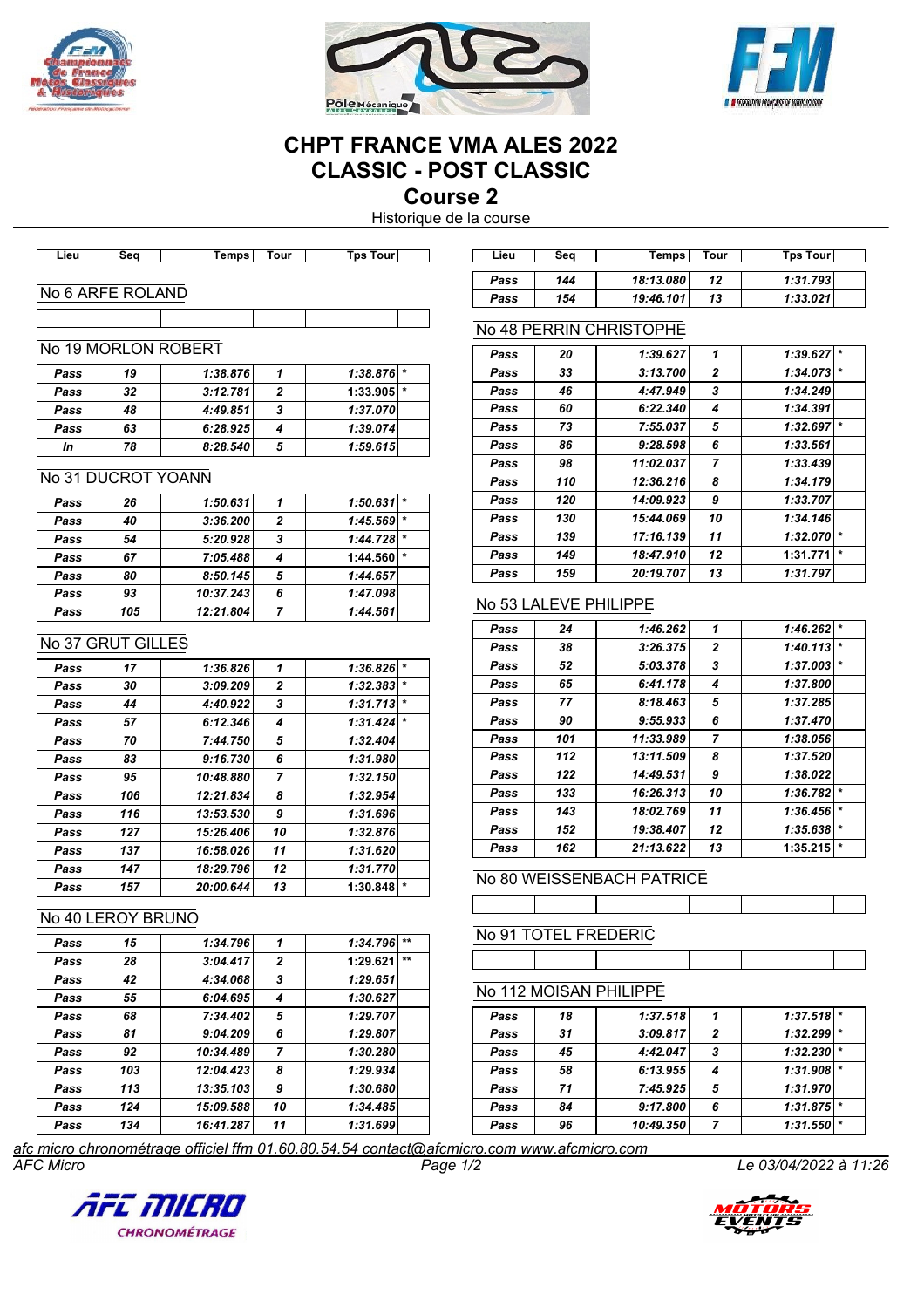# CHPT FRANCE VMA ALES 2022
# CLASSIC - POST CLASSIC
## Course 2
Historique de la course

### No 6 ARFE ROLAND

| Lieu | Seq | Temps | Tour | Tps Tour | |
|---|---|---|---|---|---|
| | | | | | |

### No 19 MORLON ROBERT

| Lieu | Seq | Temps | Tour | Tps Tour | |
|---|---|---|---|---|---|
| Pass | 19 | 1:38.876 | 1 | 1:38.876 | * |
| Pass | 32 | 3:12.781 | 2 | 1:33.905 | * |
| Pass | 48 | 4:49.851 | 3 | 1:37.070 | |
| Pass | 63 | 6:28.925 | 4 | 1:39.074 | |
| In | 78 | 8:28.540 | 5 | 1:59.615 | |

### No 31 DUCROT YOANN

| Lieu | Seq | Temps | Tour | Tps Tour | |
|---|---|---|---|---|---|
| Pass | 26 | 1:50.631 | 1 | 1:50.631 | * |
| Pass | 40 | 3:36.200 | 2 | 1:45.569 | * |
| Pass | 54 | 5:20.928 | 3 | 1:44.728 | * |
| Pass | 67 | 7:05.488 | 4 | 1:44.560 | * |
| Pass | 80 | 8:50.145 | 5 | 1:44.657 | |
| Pass | 93 | 10:37.243 | 6 | 1:47.098 | |
| Pass | 105 | 12:21.804 | 7 | 1:44.561 | |

### No 37 GRUT GILLES

| Lieu | Seq | Temps | Tour | Tps Tour | |
|---|---|---|---|---|---|
| Pass | 17 | 1:36.826 | 1 | 1:36.826 | * |
| Pass | 30 | 3:09.209 | 2 | 1:32.383 | * |
| Pass | 44 | 4:40.922 | 3 | 1:31.713 | * |
| Pass | 57 | 6:12.346 | 4 | 1:31.424 | * |
| Pass | 70 | 7:44.750 | 5 | 1:32.404 | |
| Pass | 83 | 9:16.730 | 6 | 1:31.980 | |
| Pass | 95 | 10:48.880 | 7 | 1:32.150 | |
| Pass | 106 | 12:21.834 | 8 | 1:32.954 | |
| Pass | 116 | 13:53.530 | 9 | 1:31.696 | |
| Pass | 127 | 15:26.406 | 10 | 1:32.876 | |
| Pass | 137 | 16:58.026 | 11 | 1:31.620 | |
| Pass | 147 | 18:29.796 | 12 | 1:31.770 | |
| Pass | 157 | 20:00.644 | 13 | 1:30.848 | * |

### No 40 LEROY BRUNO

| Lieu | Seq | Temps | Tour | Tps Tour | |
|---|---|---|---|---|---|
| Pass | 15 | 1:34.796 | 1 | 1:34.796 | ** |
| Pass | 28 | 3:04.417 | 2 | 1:29.621 | ** |
| Pass | 42 | 4:34.068 | 3 | 1:29.651 | |
| Pass | 55 | 6:04.695 | 4 | 1:30.627 | |
| Pass | 68 | 7:34.402 | 5 | 1:29.707 | |
| Pass | 81 | 9:04.209 | 6 | 1:29.807 | |
| Pass | 92 | 10:34.489 | 7 | 1:30.280 | |
| Pass | 103 | 12:04.423 | 8 | 1:29.934 | |
| Pass | 113 | 13:35.103 | 9 | 1:30.680 | |
| Pass | 124 | 15:09.588 | 10 | 1:34.485 | |
| Pass | 134 | 16:41.287 | 11 | 1:31.699 | |
| Pass | 144 | 18:13.080 | 12 | 1:31.793 | |
| Pass | 154 | 19:46.101 | 13 | 1:33.021 | |

### No 48 PERRIN CHRISTOPHE

| Lieu | Seq | Temps | Tour | Tps Tour | |
|---|---|---|---|---|---|
| Pass | 20 | 1:39.627 | 1 | 1:39.627 | * |
| Pass | 33 | 3:13.700 | 2 | 1:34.073 | * |
| Pass | 46 | 4:47.949 | 3 | 1:34.249 | |
| Pass | 60 | 6:22.340 | 4 | 1:34.391 | |
| Pass | 73 | 7:55.037 | 5 | 1:32.697 | * |
| Pass | 86 | 9:28.598 | 6 | 1:33.561 | |
| Pass | 98 | 11:02.037 | 7 | 1:33.439 | |
| Pass | 110 | 12:36.216 | 8 | 1:34.179 | |
| Pass | 120 | 14:09.923 | 9 | 1:33.707 | |
| Pass | 130 | 15:44.069 | 10 | 1:34.146 | |
| Pass | 139 | 17:16.139 | 11 | 1:32.070 | * |
| Pass | 149 | 18:47.910 | 12 | 1:31.771 | * |
| Pass | 159 | 20:19.707 | 13 | 1:31.797 | |

### No 53 LALEVE PHILIPPE

| Lieu | Seq | Temps | Tour | Tps Tour | |
|---|---|---|---|---|---|
| Pass | 24 | 1:46.262 | 1 | 1:46.262 | * |
| Pass | 38 | 3:26.375 | 2 | 1:40.113 | * |
| Pass | 52 | 5:03.378 | 3 | 1:37.003 | * |
| Pass | 65 | 6:41.178 | 4 | 1:37.800 | |
| Pass | 77 | 8:18.463 | 5 | 1:37.285 | |
| Pass | 90 | 9:55.933 | 6 | 1:37.470 | |
| Pass | 101 | 11:33.989 | 7 | 1:38.056 | |
| Pass | 112 | 13:11.509 | 8 | 1:37.520 | |
| Pass | 122 | 14:49.531 | 9 | 1:38.022 | |
| Pass | 133 | 16:26.313 | 10 | 1:36.782 | * |
| Pass | 143 | 18:02.769 | 11 | 1:36.456 | * |
| Pass | 152 | 19:38.407 | 12 | 1:35.638 | * |
| Pass | 162 | 21:13.622 | 13 | 1:35.215 | * |

### No 80 WEISSENBACH PATRICE

| Lieu | Seq | Temps | Tour | Tps Tour | |
|---|---|---|---|---|---|
| | | | | | |

### No 91 TOTEL FREDERIC

| Lieu | Seq | Temps | Tour | Tps Tour | |
|---|---|---|---|---|---|
| | | | | | |

### No 112 MOISAN PHILIPPE

| Lieu | Seq | Temps | Tour | Tps Tour | |
|---|---|---|---|---|---|
| Pass | 18 | 1:37.518 | 1 | 1:37.518 | * |
| Pass | 31 | 3:09.817 | 2 | 1:32.299 | * |
| Pass | 45 | 4:42.047 | 3 | 1:32.230 | * |
| Pass | 58 | 6:13.955 | 4 | 1:31.908 | * |
| Pass | 71 | 7:45.925 | 5 | 1:31.970 | |
| Pass | 84 | 9:17.800 | 6 | 1:31.875 | * |
| Pass | 96 | 10:49.350 | 7 | 1:31.550 | * |

*afc micro chronométrage officiel ffm 01.60.80.54.54 contact@afcmicro.com www.afcmicro.com*

*AFC Micro* — *Le 03/04/2022 à 11:26*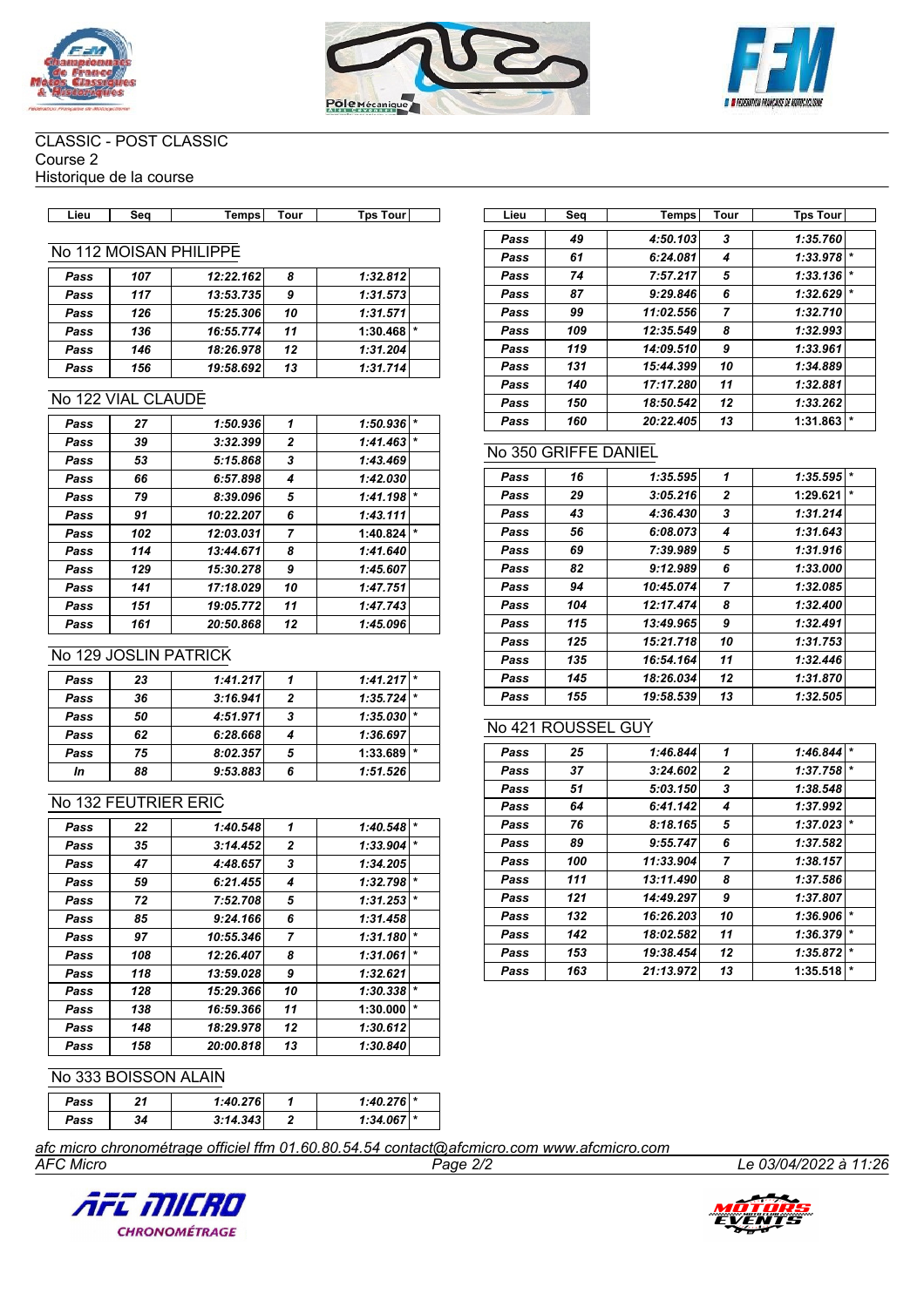CLASSIC - POST CLASSIC
Course 2
Historique de la course

| Lieu | Seq | Temps | Tour | Tps Tour | |
|---|---|---|---|---|---|

### No 112 MOISAN PHILIPPE

| Lieu | Seq | Temps | Tour | Tps Tour | |
|---|---|---|---|---|---|
| Pass | 107 | 12:22.162 | 8 | 1:32.812 | |
| Pass | 117 | 13:53.735 | 9 | 1:31.573 | |
| Pass | 126 | 15:25.306 | 10 | 1:31.571 | |
| Pass | 136 | 16:55.774 | 11 | 1:30.468 | * |
| Pass | 146 | 18:26.978 | 12 | 1:31.204 | |
| Pass | 156 | 19:58.692 | 13 | 1:31.714 | |

### No 122 VIAL CLAUDE

| Lieu | Seq | Temps | Tour | Tps Tour | |
|---|---|---|---|---|---|
| Pass | 27 | 1:50.936 | 1 | 1:50.936 | * |
| Pass | 39 | 3:32.399 | 2 | 1:41.463 | * |
| Pass | 53 | 5:15.868 | 3 | 1:43.469 | |
| Pass | 66 | 6:57.898 | 4 | 1:42.030 | |
| Pass | 79 | 8:39.096 | 5 | 1:41.198 | * |
| Pass | 91 | 10:22.207 | 6 | 1:43.111 | |
| Pass | 102 | 12:03.031 | 7 | 1:40.824 | * |
| Pass | 114 | 13:44.671 | 8 | 1:41.640 | |
| Pass | 129 | 15:30.278 | 9 | 1:45.607 | |
| Pass | 141 | 17:18.029 | 10 | 1:47.751 | |
| Pass | 151 | 19:05.772 | 11 | 1:47.743 | |
| Pass | 161 | 20:50.868 | 12 | 1:45.096 | |

### No 129 JOSLIN PATRICK

| Lieu | Seq | Temps | Tour | Tps Tour | |
|---|---|---|---|---|---|
| Pass | 23 | 1:41.217 | 1 | 1:41.217 | * |
| Pass | 36 | 3:16.941 | 2 | 1:35.724 | * |
| Pass | 50 | 4:51.971 | 3 | 1:35.030 | * |
| Pass | 62 | 6:28.668 | 4 | 1:36.697 | |
| Pass | 75 | 8:02.357 | 5 | 1:33.689 | * |
| In | 88 | 9:53.883 | 6 | 1:51.526 | |

### No 132 FEUTRIER ERIC

| Lieu | Seq | Temps | Tour | Tps Tour | |
|---|---|---|---|---|---|
| Pass | 22 | 1:40.548 | 1 | 1:40.548 | * |
| Pass | 35 | 3:14.452 | 2 | 1:33.904 | * |
| Pass | 47 | 4:48.657 | 3 | 1:34.205 | |
| Pass | 59 | 6:21.455 | 4 | 1:32.798 | * |
| Pass | 72 | 7:52.708 | 5 | 1:31.253 | * |
| Pass | 85 | 9:24.166 | 6 | 1:31.458 | |
| Pass | 97 | 10:55.346 | 7 | 1:31.180 | * |
| Pass | 108 | 12:26.407 | 8 | 1:31.061 | * |
| Pass | 118 | 13:59.028 | 9 | 1:32.621 | |
| Pass | 128 | 15:29.366 | 10 | 1:30.338 | * |
| Pass | 138 | 16:59.366 | 11 | 1:30.000 | * |
| Pass | 148 | 18:29.978 | 12 | 1:30.612 | |
| Pass | 158 | 20:00.818 | 13 | 1:30.840 | |

### No 333 BOISSON ALAIN

| Lieu | Seq | Temps | Tour | Tps Tour | |
|---|---|---|---|---|---|
| Pass | 21 | 1:40.276 | 1 | 1:40.276 | * |
| Pass | 34 | 3:14.343 | 2 | 1:34.067 | * |
| Pass | 49 | 4:50.103 | 3 | 1:35.760 | |
| Pass | 61 | 6:24.081 | 4 | 1:33.978 | * |
| Pass | 74 | 7:57.217 | 5 | 1:33.136 | * |
| Pass | 87 | 9:29.846 | 6 | 1:32.629 | * |
| Pass | 99 | 11:02.556 | 7 | 1:32.710 | |
| Pass | 109 | 12:35.549 | 8 | 1:32.993 | |
| Pass | 119 | 14:09.510 | 9 | 1:33.961 | |
| Pass | 131 | 15:44.399 | 10 | 1:34.889 | |
| Pass | 140 | 17:17.280 | 11 | 1:32.881 | |
| Pass | 150 | 18:50.542 | 12 | 1:33.262 | |
| Pass | 160 | 20:22.405 | 13 | 1:31.863 | * |

### No 350 GRIFFE DANIEL

| Lieu | Seq | Temps | Tour | Tps Tour | |
|---|---|---|---|---|---|
| Pass | 16 | 1:35.595 | 1 | 1:35.595 | * |
| Pass | 29 | 3:05.216 | 2 | 1:29.621 | * |
| Pass | 43 | 4:36.430 | 3 | 1:31.214 | |
| Pass | 56 | 6:08.073 | 4 | 1:31.643 | |
| Pass | 69 | 7:39.989 | 5 | 1:31.916 | |
| Pass | 82 | 9:12.989 | 6 | 1:33.000 | |
| Pass | 94 | 10:45.074 | 7 | 1:32.085 | |
| Pass | 104 | 12:17.474 | 8 | 1:32.400 | |
| Pass | 115 | 13:49.965 | 9 | 1:32.491 | |
| Pass | 125 | 15:21.718 | 10 | 1:31.753 | |
| Pass | 135 | 16:54.164 | 11 | 1:32.446 | |
| Pass | 145 | 18:26.034 | 12 | 1:31.870 | |
| Pass | 155 | 19:58.539 | 13 | 1:32.505 | |

### No 421 ROUSSEL GUY

| Lieu | Seq | Temps | Tour | Tps Tour | |
|---|---|---|---|---|---|
| Pass | 25 | 1:46.844 | 1 | 1:46.844 | * |
| Pass | 37 | 3:24.602 | 2 | 1:37.758 | * |
| Pass | 51 | 5:03.150 | 3 | 1:38.548 | |
| Pass | 64 | 6:41.142 | 4 | 1:37.992 | |
| Pass | 76 | 8:18.165 | 5 | 1:37.023 | * |
| Pass | 89 | 9:55.747 | 6 | 1:37.582 | |
| Pass | 100 | 11:33.904 | 7 | 1:38.157 | |
| Pass | 111 | 13:11.490 | 8 | 1:37.586 | |
| Pass | 121 | 14:49.297 | 9 | 1:37.807 | |
| Pass | 132 | 16:26.203 | 10 | 1:36.906 | * |
| Pass | 142 | 18:02.582 | 11 | 1:36.379 | * |
| Pass | 153 | 19:38.454 | 12 | 1:35.872 | * |
| Pass | 163 | 21:13.972 | 13 | 1:35.518 | * |

afc micro chronométrage officiel ffm 01.60.80.54.54 contact@afcmicro.com www.afcmicro.com

AFC Micro — Le 03/04/2022 à 11:26